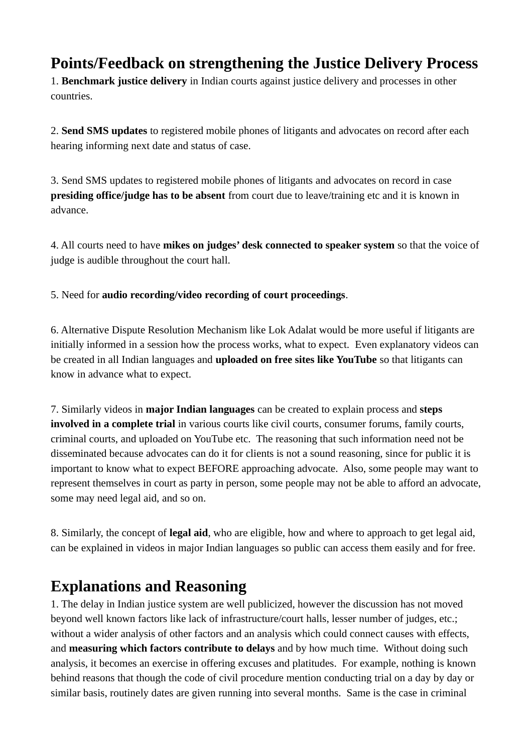## Points/Feedback on strengthening the Justice Delivery Process

1. **Benchmark justice delivery** in Indian courts against justice delivery and processes in other countries.

2. **Send SMS updates** to registered mobile phones of litigants and advocates on record after each hearing informing next date and status of case.

3. Send SMS updates to registered mobile phones of litigants and advocates on record in case **presiding office/judge has to be absent** from court due to leave/training etc and it is known in advance.

4. All courts need to have **mikes on judges' desk connected to speaker system** so that the voice of judge is audible throughout the court hall.

5. Need for **audio recording/video recording of court proceedings**.

6. Alternative Dispute Resolution Mechanism like Lok Adalat would be more useful if litigants are initially informed in a session how the process works, what to expect. Even explanatory videos can be created in all Indian languages and **uploaded on free sites like YouTube** so that litigants can know in advance what to expect.

7. Similarly videos in **major Indian languages** can be created to explain process and **steps involved in a complete trial** in various courts like civil courts, consumer forums, family courts, criminal courts, and uploaded on YouTube etc. The reasoning that such information need not be disseminated because advocates can do it for clients is not a sound reasoning, since for public it is important to know what to expect BEFORE approaching advocate. Also, some people may want to represent themselves in court as party in person, some people may not be able to afford an advocate, some may need legal aid, and so on.

8. Similarly, the concept of **legal aid**, who are eligible, how and where to approach to get legal aid, can be explained in videos in major Indian languages so public can access them easily and for free.

## Explanations and Reasoning

1. The delay in Indian justice system are well publicized, however the discussion has not moved beyond well known factors like lack of infrastructure/court halls, lesser number of judges, etc.; without a wider analysis of other factors and an analysis which could connect causes with effects, and **measuring which factors contribute to delays** and by how much time. Without doing such analysis, it becomes an exercise in offering excuses and platitudes. For example, nothing is known behind reasons that though the code of civil procedure mention conducting trial on a day by day or similar basis, routinely dates are given running into several months. Same is the case in criminal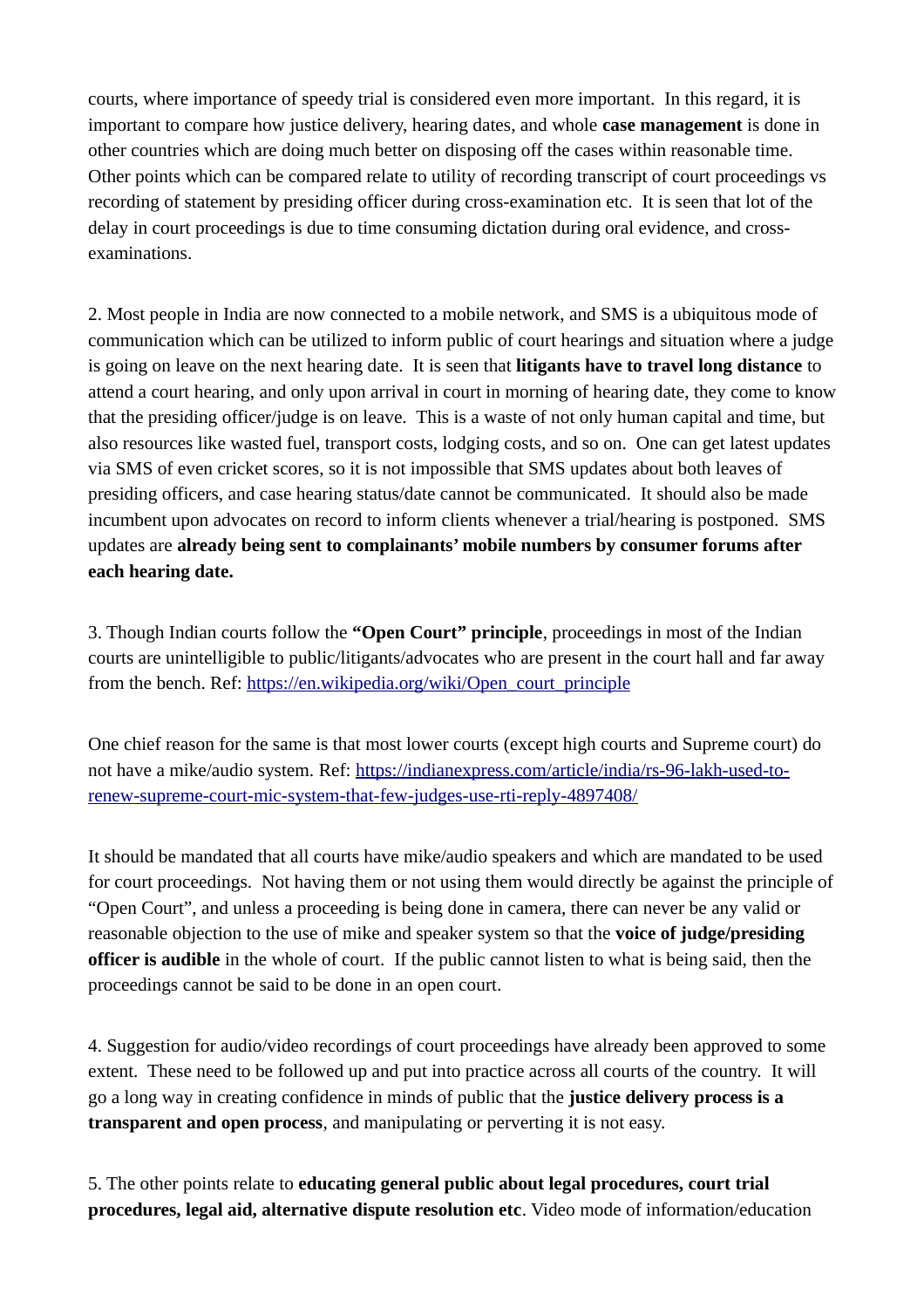courts, where importance of speedy trial is considered even more important. In this regard, it is important to compare how justice delivery, hearing dates, and whole **case management** is done in other countries which are doing much better on disposing off the cases within reasonable time. Other points which can be compared relate to utility of recording transcript of court proceedings vs recording of statement by presiding officer during cross-examination etc. It is seen that lot of the delay in court proceedings is due to time consuming dictation during oral evidence, and cross-examinations.

2. Most people in India are now connected to a mobile network, and SMS is a ubiquitous mode of communication which can be utilized to inform public of court hearings and situation where a judge is going on leave on the next hearing date. It is seen that **litigants have to travel long distance** to attend a court hearing, and only upon arrival in court in morning of hearing date, they come to know that the presiding officer/judge is on leave. This is a waste of not only human capital and time, but also resources like wasted fuel, transport costs, lodging costs, and so on. One can get latest updates via SMS of even cricket scores, so it is not impossible that SMS updates about both leaves of presiding officers, and case hearing status/date cannot be communicated. It should also be made incumbent upon advocates on record to inform clients whenever a trial/hearing is postponed. SMS updates are **already being sent to complainants' mobile numbers by consumer forums after each hearing date.**

3. Though Indian courts follow the **"Open Court" principle**, proceedings in most of the Indian courts are unintelligible to public/litigants/advocates who are present in the court hall and far away from the bench. Ref: [https://en.wikipedia.org/wiki/Open_court_principle](https://en.wikipedia.org/wiki/Open_court_principle)

One chief reason for the same is that most lower courts (except high courts and Supreme court) do not have a mike/audio system. Ref: [https://indianexpress.com/article/india/rs-96-lakh-used-to-renew-supreme-court-mic-system-that-few-judges-use-rti-reply-4897408/](https://indianexpress.com/article/india/rs-96-lakh-used-to-renew-supreme-court-mic-system-that-few-judges-use-rti-reply-4897408/)

It should be mandated that all courts have mike/audio speakers and which are mandated to be used for court proceedings. Not having them or not using them would directly be against the principle of "Open Court", and unless a proceeding is being done in camera, there can never be any valid or reasonable objection to the use of mike and speaker system so that the **voice of judge/presiding officer is audible** in the whole of court. If the public cannot listen to what is being said, then the proceedings cannot be said to be done in an open court.

4. Suggestion for audio/video recordings of court proceedings have already been approved to some extent. These need to be followed up and put into practice across all courts of the country. It will go a long way in creating confidence in minds of public that the **justice delivery process is a transparent and open process**, and manipulating or perverting it is not easy.

5. The other points relate to **educating general public about legal procedures, court trial procedures, legal aid, alternative dispute resolution etc**. Video mode of information/education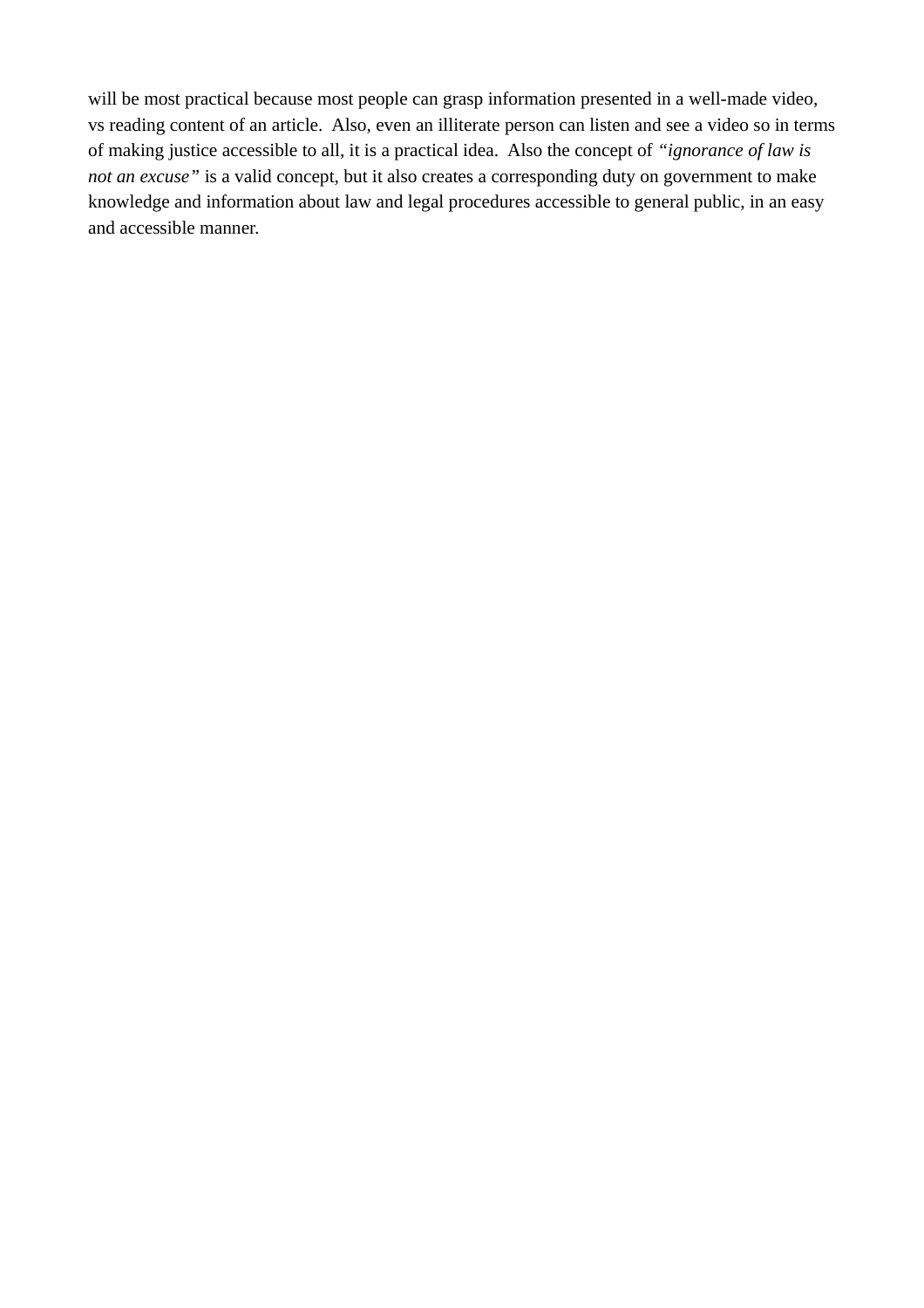will be most practical because most people can grasp information presented in a well-made video, vs reading content of an article.  Also, even an illiterate person can listen and see a video so in terms of making justice accessible to all, it is a practical idea.  Also the concept of *"ignorance of law is not an excuse"* is a valid concept, but it also creates a corresponding duty on government to make knowledge and information about law and legal procedures accessible to general public, in an easy and accessible manner.